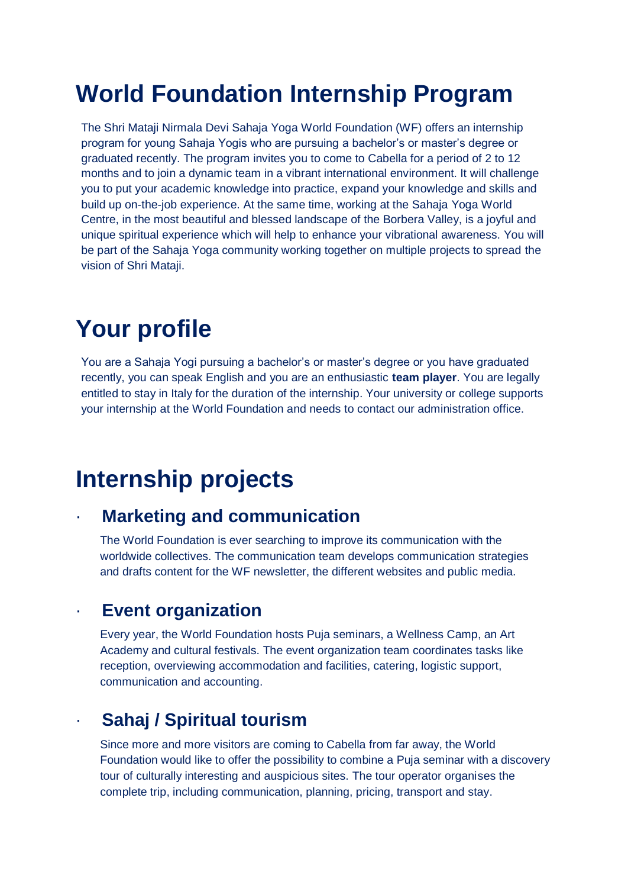# World Foundation Internship Program

The Shri Mataji Nirmala Devi Sahaja Yoga World Foundation (WF) offers an internship program for young Sahaja Yogis who are pursuing a bachelor's or master's degree or graduated recently. The program invites you to come to Cabella for a period of 2 to 12 months and to join a dynamic team in a vibrant international environment. It will challenge you to put your academic knowledge into practice, expand your knowledge and skills and build up on-the-job experience. At the same time, working at the Sahaja Yoga World Centre, in the most beautiful and blessed landscape of the Borbera Valley, is a joyful and unique spiritual experience which will help to enhance your vibrational awareness. You will be part of the Sahaja Yoga community working together on multiple projects to spread the vision of Shri Mataji.

# Your profile

You are a Sahaja Yogi pursuing a bachelor's or master's degree or you have graduated recently, you can speak English and you are an enthusiastic **team player**. You are legally entitled to stay in Italy for the duration of the internship. Your university or college supports your internship at the World Foundation and needs to contact our administration office.

# Internship projects

- ## Marketing and communication

  The World Foundation is ever searching to improve its communication with the worldwide collectives. The communication team develops communication strategies and drafts content for the WF newsletter, the different websites and public media.

- ## Event organization

  Every year, the World Foundation hosts Puja seminars, a Wellness Camp, an Art Academy and cultural festivals. The event organization team coordinates tasks like reception, overviewing accommodation and facilities, catering, logistic support, communication and accounting.

- ## Sahaj / Spiritual tourism

  Since more and more visitors are coming to Cabella from far away, the World Foundation would like to offer the possibility to combine a Puja seminar with a discovery tour of culturally interesting and auspicious sites. The tour operator organises the complete trip, including communication, planning, pricing, transport and stay.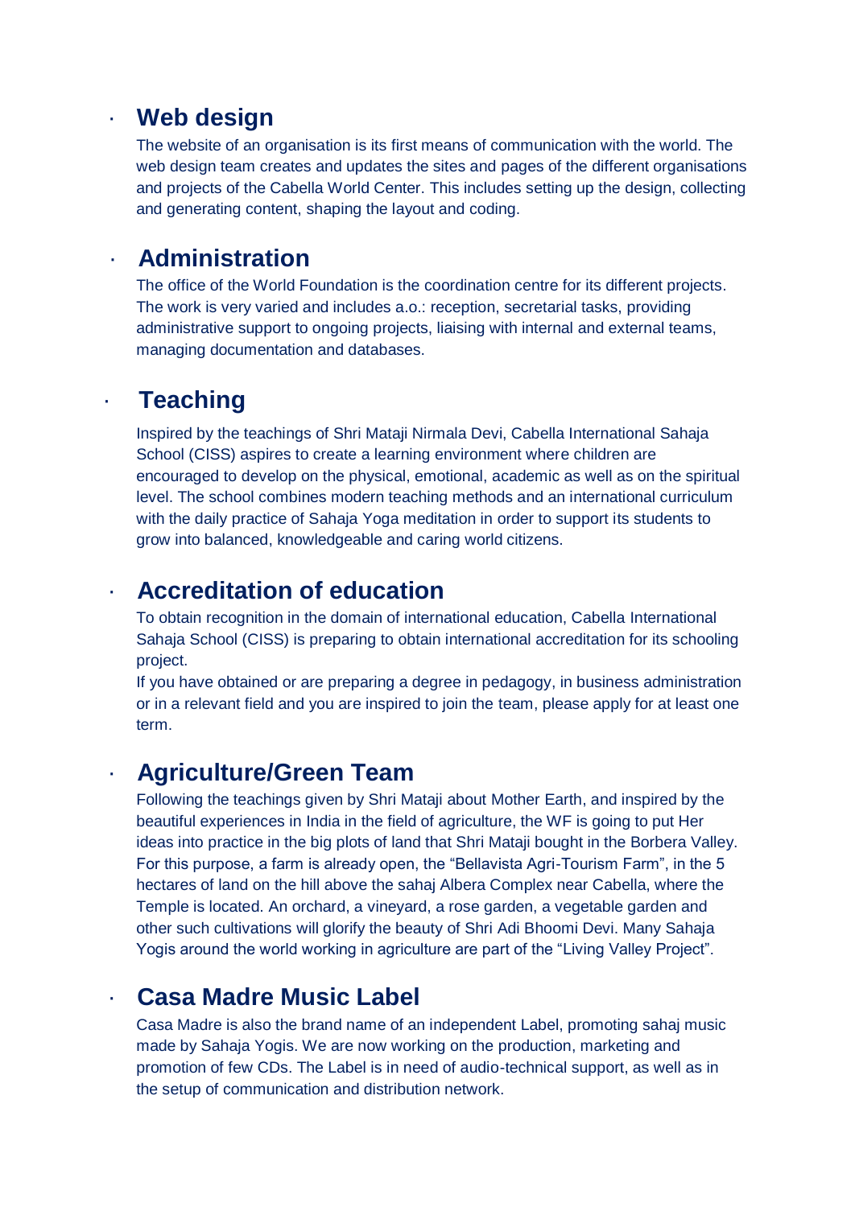- ## Web design

  The website of an organisation is its first means of communication with the world. The web design team creates and updates the sites and pages of the different organisations and projects of the Cabella World Center. This includes setting up the design, collecting and generating content, shaping the layout and coding.

- ## Administration

  The office of the World Foundation is the coordination centre for its different projects. The work is very varied and includes a.o.: reception, secretarial tasks, providing administrative support to ongoing projects, liaising with internal and external teams, managing documentation and databases.

- ## Teaching

  Inspired by the teachings of Shri Mataji Nirmala Devi, Cabella International Sahaja School (CISS) aspires to create a learning environment where children are encouraged to develop on the physical, emotional, academic as well as on the spiritual level. The school combines modern teaching methods and an international curriculum with the daily practice of Sahaja Yoga meditation in order to support its students to grow into balanced, knowledgeable and caring world citizens.

- ## Accreditation of education

  To obtain recognition in the domain of international education, Cabella International Sahaja School (CISS) is preparing to obtain international accreditation for its schooling project.

  If you have obtained or are preparing a degree in pedagogy, in business administration or in a relevant field and you are inspired to join the team, please apply for at least one term.

- ## Agriculture/Green Team

  Following the teachings given by Shri Mataji about Mother Earth, and inspired by the beautiful experiences in India in the field of agriculture, the WF is going to put Her ideas into practice in the big plots of land that Shri Mataji bought in the Borbera Valley. For this purpose, a farm is already open, the "Bellavista Agri-Tourism Farm", in the 5 hectares of land on the hill above the sahaj Albera Complex near Cabella, where the Temple is located. An orchard, a vineyard, a rose garden, a vegetable garden and other such cultivations will glorify the beauty of Shri Adi Bhoomi Devi. Many Sahaja Yogis around the world working in agriculture are part of the "Living Valley Project".

- ## Casa Madre Music Label

  Casa Madre is also the brand name of an independent Label, promoting sahaj music made by Sahaja Yogis. We are now working on the production, marketing and promotion of few CDs. The Label is in need of audio-technical support, as well as in the setup of communication and distribution network.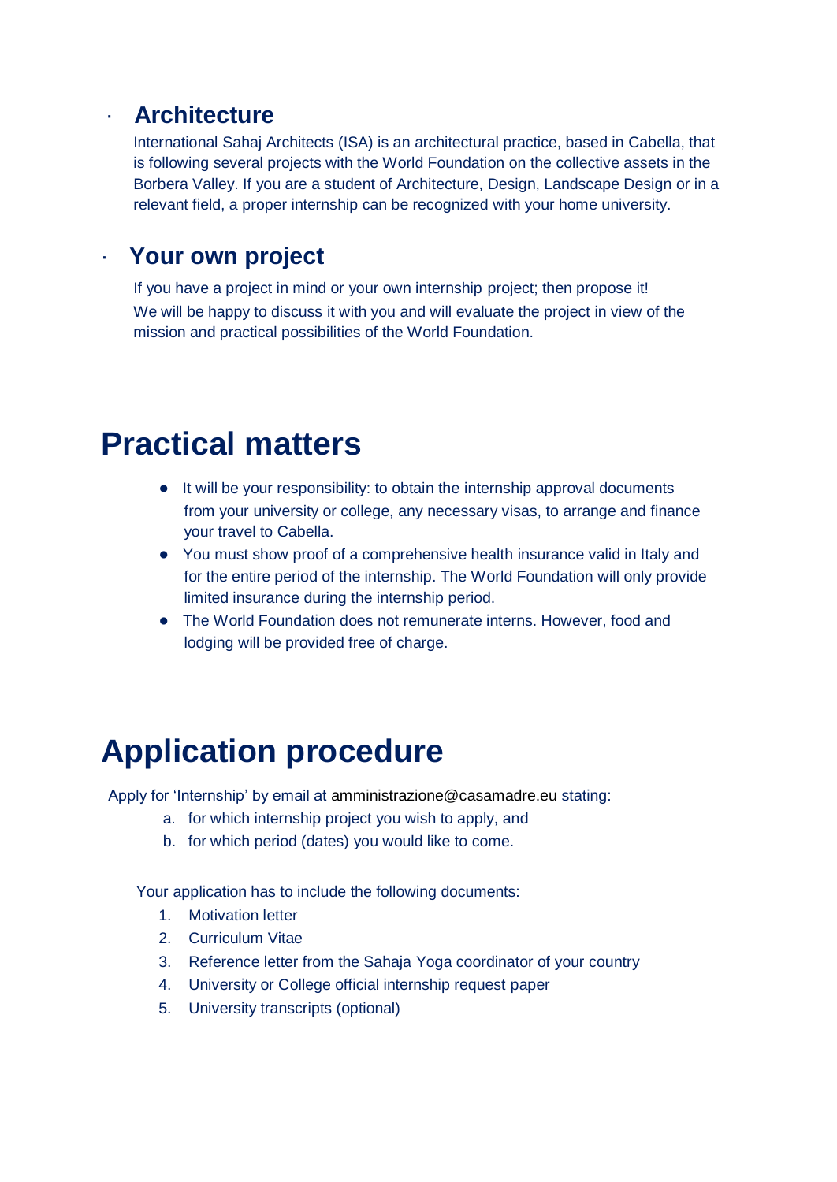- ### Architecture

  International Sahaj Architects (ISA) is an architectural practice, based in Cabella, that is following several projects with the World Foundation on the collective assets in the Borbera Valley. If you are a student of Architecture, Design, Landscape Design or in a relevant field, a proper internship can be recognized with your home university.

- ### Your own project

  If you have a project in mind or your own internship project; then propose it!
  We will be happy to discuss it with you and will evaluate the project in view of the mission and practical possibilities of the World Foundation.

## Practical matters

- It will be your responsibility: to obtain the internship approval documents from your university or college, any necessary visas, to arrange and finance your travel to Cabella.
- You must show proof of a comprehensive health insurance valid in Italy and for the entire period of the internship. The World Foundation will only provide limited insurance during the internship period.
- The World Foundation does not remunerate interns. However, food and lodging will be provided free of charge.

## Application procedure

Apply for 'Internship' by email at amministrazione@casamadre.eu stating:

a. for which internship project you wish to apply, and
b. for which period (dates) you would like to come.

Your application has to include the following documents:

1. Motivation letter
2. Curriculum Vitae
3. Reference letter from the Sahaja Yoga coordinator of your country
4. University or College official internship request paper
5. University transcripts (optional)